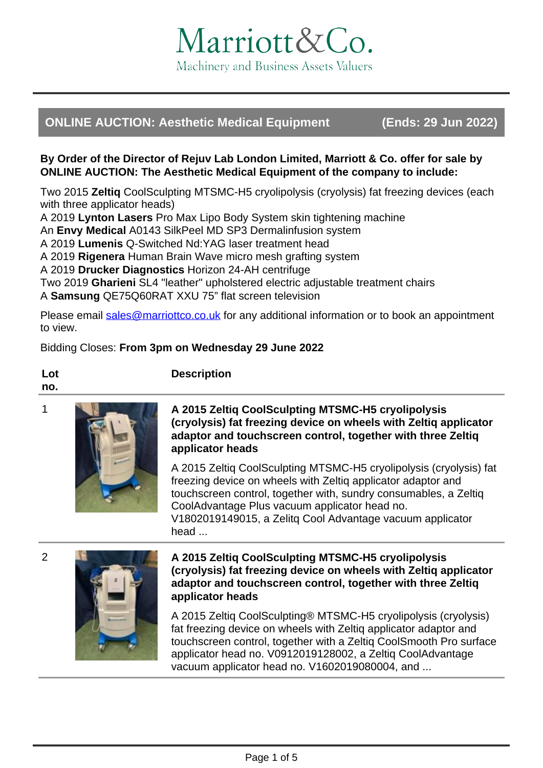# Marriott&Co.

Machinery and Business Assets Valuers

## ONLINE AUCTION: Aesthetic Medical Equipment (Ends: 29 Jun 2022)

**By Order of the Director of Rejuv Lab London Limited, Marriott & Co. offer for sale by ONLINE AUCTION: The Aesthetic Medical Equipment of the company to include:**

Two 2015 **Zeltiq** CoolSculpting MTSMC-H5 cryolipolysis (cryolysis) fat freezing devices (each with three applicator heads)
A 2019 **Lynton Lasers** Pro Max Lipo Body System skin tightening machine
An **Envy Medical** A0143 SilkPeel MD SP3 Dermalinfusion system
A 2019 **Lumenis** Q-Switched Nd:YAG laser treatment head
A 2019 **Rigenera** Human Brain Wave micro mesh grafting system
A 2019 **Drucker Diagnostics** Horizon 24-AH centrifuge
Two 2019 **Gharieni** SL4 "leather" upholstered electric adjustable treatment chairs
A **Samsung** QE75Q60RAT XXU 75" flat screen television

Please email sales@marriottco.co.uk for any additional information or to book an appointment to view.

Bidding Closes: **From 3pm on Wednesday 29 June 2022**

| Lot no. | Description |
|---|---|
| 1 | **A 2015 Zeltiq CoolSculpting MTSMC-H5 cryolipolysis (cryolysis) fat freezing device on wheels with Zeltiq applicator adaptor and touchscreen control, together with three Zeltiq applicator heads** <br><br> A 2015 Zeltiq CoolSculpting MTSMC-H5 cryolipolysis (cryolysis) fat freezing device on wheels with Zeltiq applicator adaptor and touchscreen control, together with, sundry consumables, a Zeltiq CoolAdvantage Plus vacuum applicator head no. V1802019149015, a Zelitq Cool Advantage vacuum applicator head ... |
| 2 | **A 2015 Zeltiq CoolSculpting MTSMC-H5 cryolipolysis (cryolysis) fat freezing device on wheels with Zeltiq applicator adaptor and touchscreen control, together with three Zeltiq applicator heads** <br><br> A 2015 Zeltiq CoolSculpting® MTSMC-H5 cryolipolysis (cryolysis) fat freezing device on wheels with Zeltiq applicator adaptor and touchscreen control, together with a Zeltiq CoolSmooth Pro surface applicator head no. V0912019128002, a Zeltiq CoolAdvantage vacuum applicator head no. V1602019080004, and ... |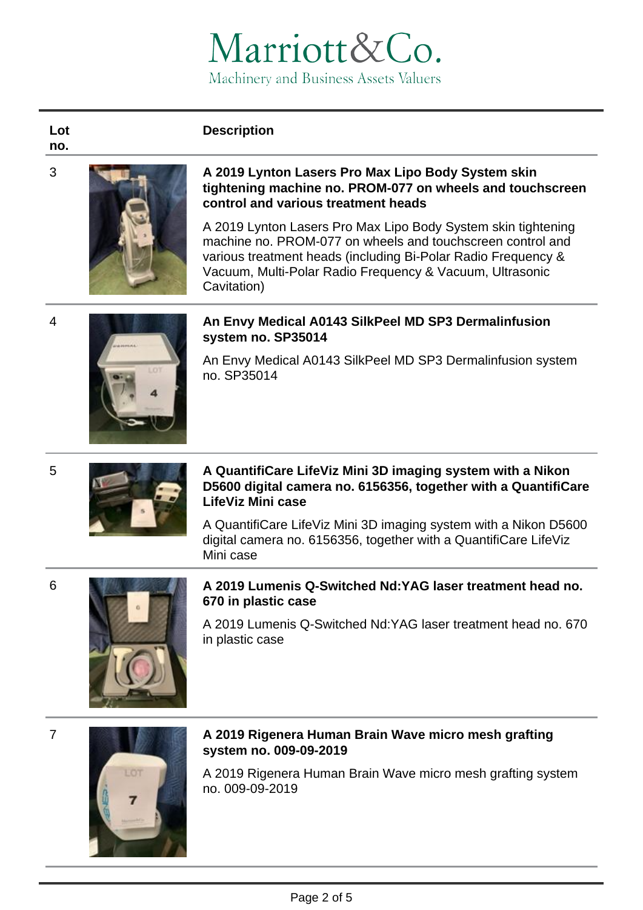| Lot no. | Description |
|---|---|
| 3 | **A 2019 Lynton Lasers Pro Max Lipo Body System skin tightening machine no. PROM-077 on wheels and touchscreen control and various treatment heads**<br><br>A 2019 Lynton Lasers Pro Max Lipo Body System skin tightening machine no. PROM-077 on wheels and touchscreen control and various treatment heads (including Bi-Polar Radio Frequency & Vacuum, Multi-Polar Radio Frequency & Vacuum, Ultrasonic Cavitation) |
| 4 | **An Envy Medical A0143 SilkPeel MD SP3 Dermalinfusion system no. SP35014**<br><br>An Envy Medical A0143 SilkPeel MD SP3 Dermalinfusion system no. SP35014 |
| 5 | **A QuantifiCare LifeViz Mini 3D imaging system with a Nikon D5600 digital camera no. 6156356, together with a QuantifiCare LifeViz Mini case**<br><br>A QuantifiCare LifeViz Mini 3D imaging system with a Nikon D5600 digital camera no. 6156356, together with a QuantifiCare LifeViz Mini case |
| 6 | **A 2019 Lumenis Q-Switched Nd:YAG laser treatment head no. 670 in plastic case**<br><br>A 2019 Lumenis Q-Switched Nd:YAG laser treatment head no. 670 in plastic case |
| 7 | **A 2019 Rigenera Human Brain Wave micro mesh grafting system no. 009-09-2019**<br><br>A 2019 Rigenera Human Brain Wave micro mesh grafting system no. 009-09-2019 |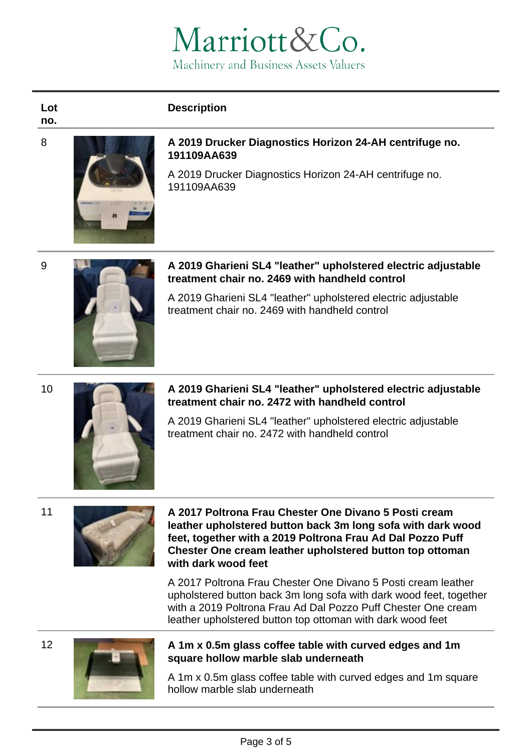# Marriott&Co.

Machinery and Business Assets Valuers

| Lot no. | Description |
| --- | --- |
| 8 | **A 2019 Drucker Diagnostics Horizon 24-AH centrifuge no. 191109AA639**<br><br>A 2019 Drucker Diagnostics Horizon 24-AH centrifuge no. 191109AA639 |
| 9 | **A 2019 Gharieni SL4 "leather" upholstered electric adjustable treatment chair no. 2469 with handheld control**<br><br>A 2019 Gharieni SL4 "leather" upholstered electric adjustable treatment chair no. 2469 with handheld control |
| 10 | **A 2019 Gharieni SL4 "leather" upholstered electric adjustable treatment chair no. 2472 with handheld control**<br><br>A 2019 Gharieni SL4 "leather" upholstered electric adjustable treatment chair no. 2472 with handheld control |
| 11 | **A 2017 Poltrona Frau Chester One Divano 5 Posti cream leather upholstered button back 3m long sofa with dark wood feet, together with a 2019 Poltrona Frau Ad Dal Pozzo Puff Chester One cream leather upholstered button top ottoman with dark wood feet**<br><br>A 2017 Poltrona Frau Chester One Divano 5 Posti cream leather upholstered button back 3m long sofa with dark wood feet, together with a 2019 Poltrona Frau Ad Dal Pozzo Puff Chester One cream leather upholstered button top ottoman with dark wood feet |
| 12 | **A 1m x 0.5m glass coffee table with curved edges and 1m square hollow marble slab underneath**<br><br>A 1m x 0.5m glass coffee table with curved edges and 1m square hollow marble slab underneath |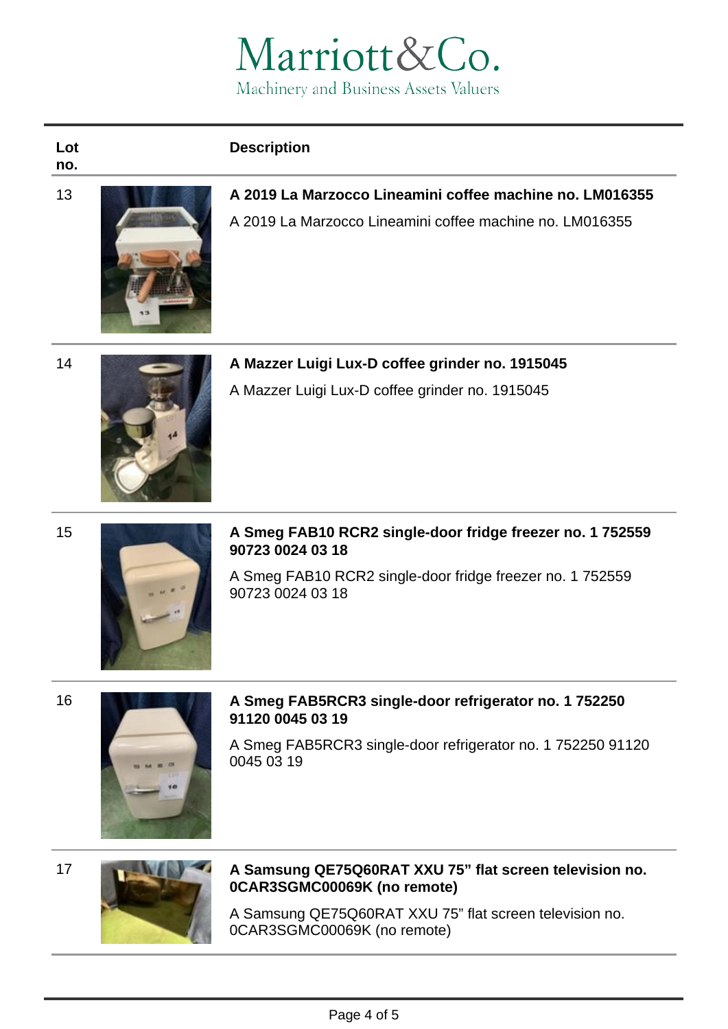Marriott&Co.

Machinery and Business Assets Valuers

| Lot no. | Description |
| --- | --- |
| 13 | **A 2019 La Marzocco Lineamini coffee machine no. LM016355**<br><br>A 2019 La Marzocco Lineamini coffee machine no. LM016355 |
| 14 | **A Mazzer Luigi Lux-D coffee grinder no. 1915045**<br><br>A Mazzer Luigi Lux-D coffee grinder no. 1915045 |
| 15 | **A Smeg FAB10 RCR2 single-door fridge freezer no. 1 752559 90723 0024 03 18**<br><br>A Smeg FAB10 RCR2 single-door fridge freezer no. 1 752559 90723 0024 03 18 |
| 16 | **A Smeg FAB5RCR3 single-door refrigerator no. 1 752250 91120 0045 03 19**<br><br>A Smeg FAB5RCR3 single-door refrigerator no. 1 752250 91120 0045 03 19 |
| 17 | **A Samsung QE75Q60RAT XXU 75" flat screen television no. 0CAR3SGMC00069K (no remote)**<br><br>A Samsung QE75Q60RAT XXU 75" flat screen television no. 0CAR3SGMC00069K (no remote) |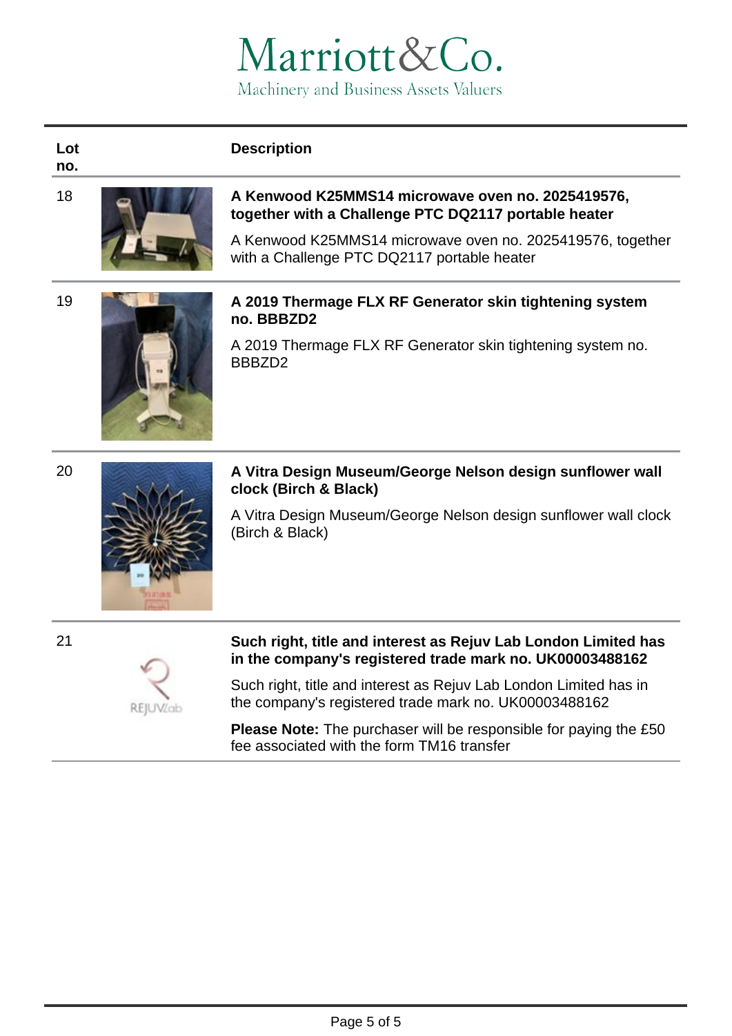Marriott&Co.

Machinery and Business Assets Valuers

| Lot no. | Description |
|---|---|
| 18 | **A Kenwood K25MMS14 microwave oven no. 2025419576, together with a Challenge PTC DQ2117 portable heater**<br><br>A Kenwood K25MMS14 microwave oven no. 2025419576, together with a Challenge PTC DQ2117 portable heater |
| 19 | **A 2019 Thermage FLX RF Generator skin tightening system no. BBBZD2**<br><br>A 2019 Thermage FLX RF Generator skin tightening system no. BBBZD2 |
| 20 | **A Vitra Design Museum/George Nelson design sunflower wall clock (Birch & Black)**<br><br>A Vitra Design Museum/George Nelson design sunflower wall clock (Birch & Black) |
| 21 | **Such right, title and interest as Rejuv Lab London Limited has in the company's registered trade mark no. UK00003488162**<br><br>Such right, title and interest as Rejuv Lab London Limited has in the company's registered trade mark no. UK00003488162<br><br>**Please Note:** The purchaser will be responsible for paying the £50 fee associated with the form TM16 transfer |